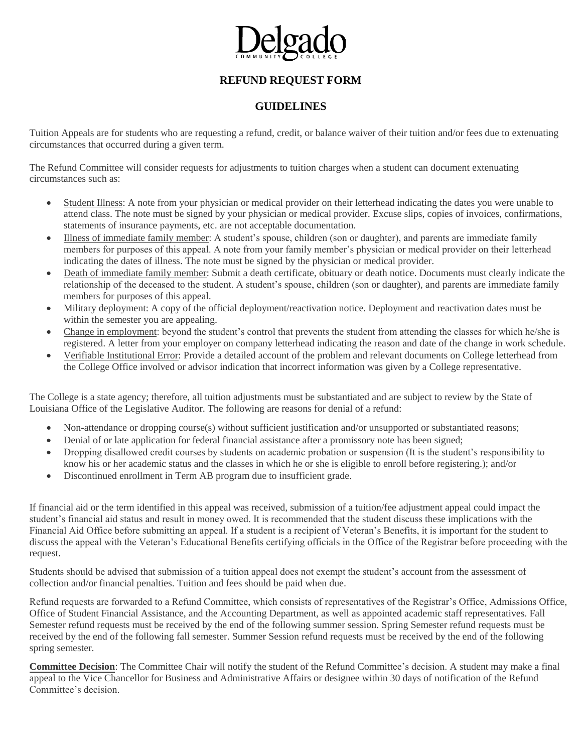# Delgado

COMMUNITY COLLEGE

## REFUND REQUEST FORM

## GUIDELINES

Tuition Appeals are for students who are requesting a refund, credit, or balance waiver of their tuition and/or fees due to extenuating circumstances that occurred during a given term.

The Refund Committee will consider requests for adjustments to tuition charges when a student can document extenuating circumstances such as:

- Student Illness: A note from your physician or medical provider on their letterhead indicating the dates you were unable to attend class. The note must be signed by your physician or medical provider. Excuse slips, copies of invoices, confirmations, statements of insurance payments, etc. are not acceptable documentation.
- Illness of immediate family member: A student's spouse, children (son or daughter), and parents are immediate family members for purposes of this appeal. A note from your family member's physician or medical provider on their letterhead indicating the dates of illness. The note must be signed by the physician or medical provider.
- Death of immediate family member: Submit a death certificate, obituary or death notice. Documents must clearly indicate the relationship of the deceased to the student. A student's spouse, children (son or daughter), and parents are immediate family members for purposes of this appeal.
- Military deployment: A copy of the official deployment/reactivation notice. Deployment and reactivation dates must be within the semester you are appealing.
- Change in employment: beyond the student's control that prevents the student from attending the classes for which he/she is registered. A letter from your employer on company letterhead indicating the reason and date of the change in work schedule.
- Verifiable Institutional Error: Provide a detailed account of the problem and relevant documents on College letterhead from the College Office involved or advisor indication that incorrect information was given by a College representative.

The College is a state agency; therefore, all tuition adjustments must be substantiated and are subject to review by the State of Louisiana Office of the Legislative Auditor. The following are reasons for denial of a refund:

- Non-attendance or dropping course(s) without sufficient justification and/or unsupported or substantiated reasons;
- Denial of or late application for federal financial assistance after a promissory note has been signed;
- Dropping disallowed credit courses by students on academic probation or suspension (It is the student's responsibility to know his or her academic status and the classes in which he or she is eligible to enroll before registering.); and/or
- Discontinued enrollment in Term AB program due to insufficient grade.

If financial aid or the term identified in this appeal was received, submission of a tuition/fee adjustment appeal could impact the student's financial aid status and result in money owed. It is recommended that the student discuss these implications with the Financial Aid Office before submitting an appeal. If a student is a recipient of Veteran's Benefits, it is important for the student to discuss the appeal with the Veteran's Educational Benefits certifying officials in the Office of the Registrar before proceeding with the request.

Students should be advised that submission of a tuition appeal does not exempt the student's account from the assessment of collection and/or financial penalties. Tuition and fees should be paid when due.

Refund requests are forwarded to a Refund Committee, which consists of representatives of the Registrar's Office, Admissions Office, Office of Student Financial Assistance, and the Accounting Department, as well as appointed academic staff representatives. Fall Semester refund requests must be received by the end of the following summer session. Spring Semester refund requests must be received by the end of the following fall semester. Summer Session refund requests must be received by the end of the following spring semester.

**Committee Decision**: The Committee Chair will notify the student of the Refund Committee's decision. A student may make a final appeal to the Vice Chancellor for Business and Administrative Affairs or designee within 30 days of notification of the Refund Committee's decision.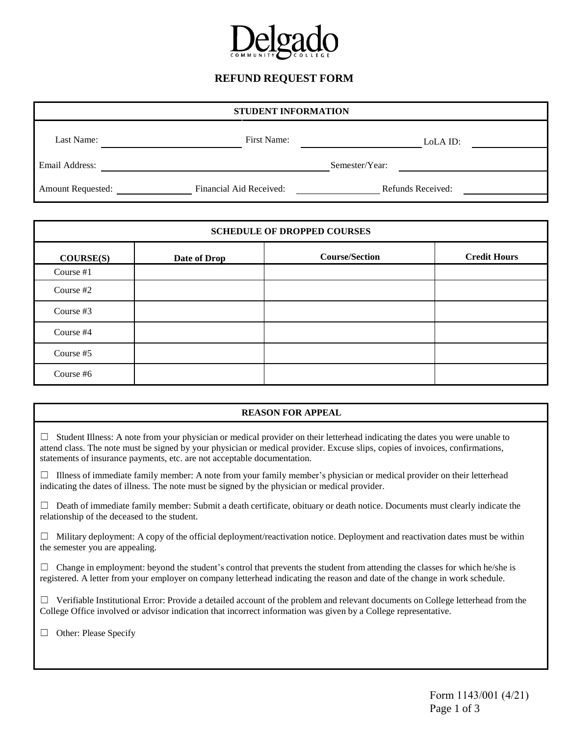Delgado
COMMUNITY COLLEGE

# REFUND REQUEST FORM

| STUDENT INFORMATION | | |
|---|---|---|
| Last Name: | First Name: | LoLA ID: |
| Email Address: | | Semester/Year: |
| Amount Requested: | Financial Aid Received: | Refunds Received: |

| SCHEDULE OF DROPPED COURSES | | | |
|---|---|---|---|
| **COURSE(S)** | **Date of Drop** | **Course/Section** | **Credit Hours** |
| Course #1 | | | |
| Course #2 | | | |
| Course #3 | | | |
| Course #4 | | | |
| Course #5 | | | |
| Course #6 | | | |

**REASON FOR APPEAL**

☐ Student Illness: A note from your physician or medical provider on their letterhead indicating the dates you were unable to attend class. The note must be signed by your physician or medical provider. Excuse slips, copies of invoices, confirmations, statements of insurance payments, etc. are not acceptable documentation.

☐ Illness of immediate family member: A note from your family member's physician or medical provider on their letterhead indicating the dates of illness. The note must be signed by the physician or medical provider.

☐ Death of immediate family member: Submit a death certificate, obituary or death notice. Documents must clearly indicate the relationship of the deceased to the student.

☐ Military deployment: A copy of the official deployment/reactivation notice. Deployment and reactivation dates must be within the semester you are appealing.

☐ Change in employment: beyond the student's control that prevents the student from attending the classes for which he/she is registered. A letter from your employer on company letterhead indicating the reason and date of the change in work schedule.

☐ Verifiable Institutional Error: Provide a detailed account of the problem and relevant documents on College letterhead from the College Office involved or advisor indication that incorrect information was given by a College representative.

☐ Other: Please Specify

Form 1143/001 (4/21)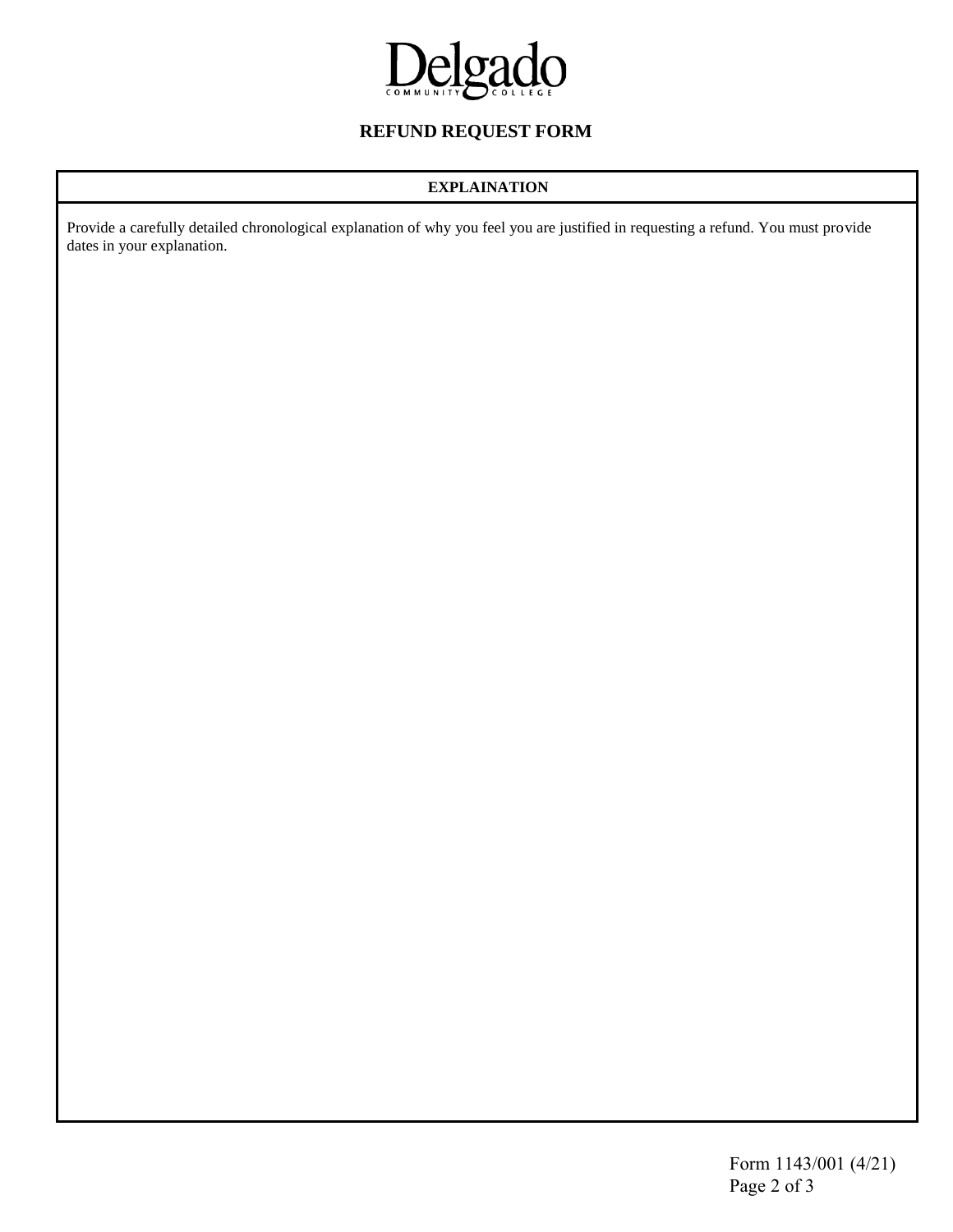# Delgado

COMMUNITY COLLEGE

## REFUND REQUEST FORM

### EXPLAINATION

Provide a carefully detailed chronological explanation of why you feel you are justified in requesting a refund. You must provide dates in your explanation.

Form 1143/001 (4/21)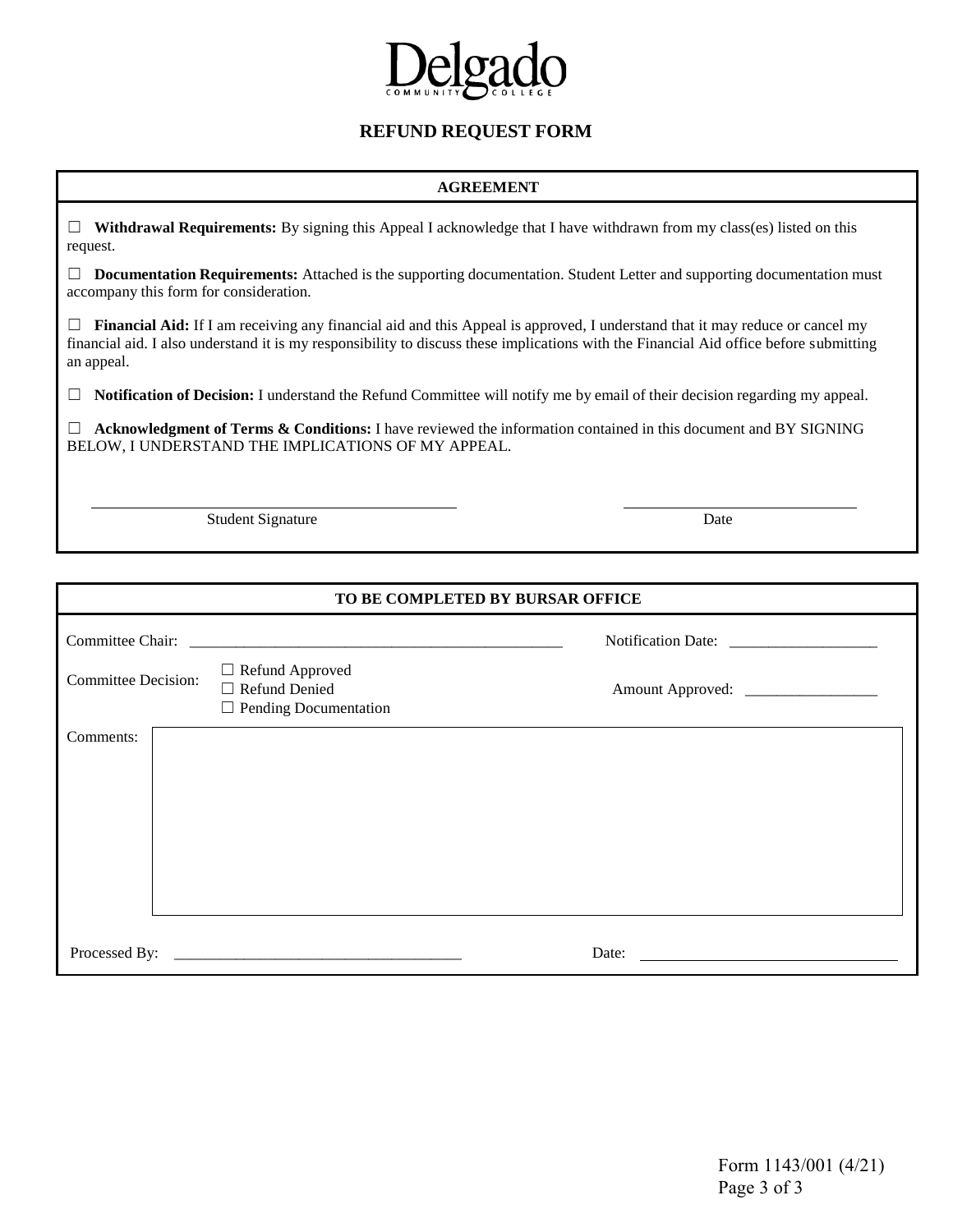Delgado
COMMUNITY COLLEGE

# REFUND REQUEST FORM

## AGREEMENT

☐ **Withdrawal Requirements:** By signing this Appeal I acknowledge that I have withdrawn from my class(es) listed on this request.

☐ **Documentation Requirements:** Attached is the supporting documentation. Student Letter and supporting documentation must accompany this form for consideration.

☐ **Financial Aid:** If I am receiving any financial aid and this Appeal is approved, I understand that it may reduce or cancel my financial aid. I also understand it is my responsibility to discuss these implications with the Financial Aid office before submitting an appeal.

☐ **Notification of Decision:** I understand the Refund Committee will notify me by email of their decision regarding my appeal.

☐ **Acknowledgment of Terms & Conditions:** I have reviewed the information contained in this document and BY SIGNING BELOW, I UNDERSTAND THE IMPLICATIONS OF MY APPEAL.

_______________________________ Student Signature

_______________________________ Date

## TO BE COMPLETED BY BURSAR OFFICE

Committee Chair: _______________________________ Notification Date: ___________________

Committee Decision:
☐ Refund Approved
☐ Refund Denied
☐ Pending Documentation

Amount Approved: _________________

Comments:

Processed By: _______________________________ Date: _______________________________

Form 1143/001 (4/21)